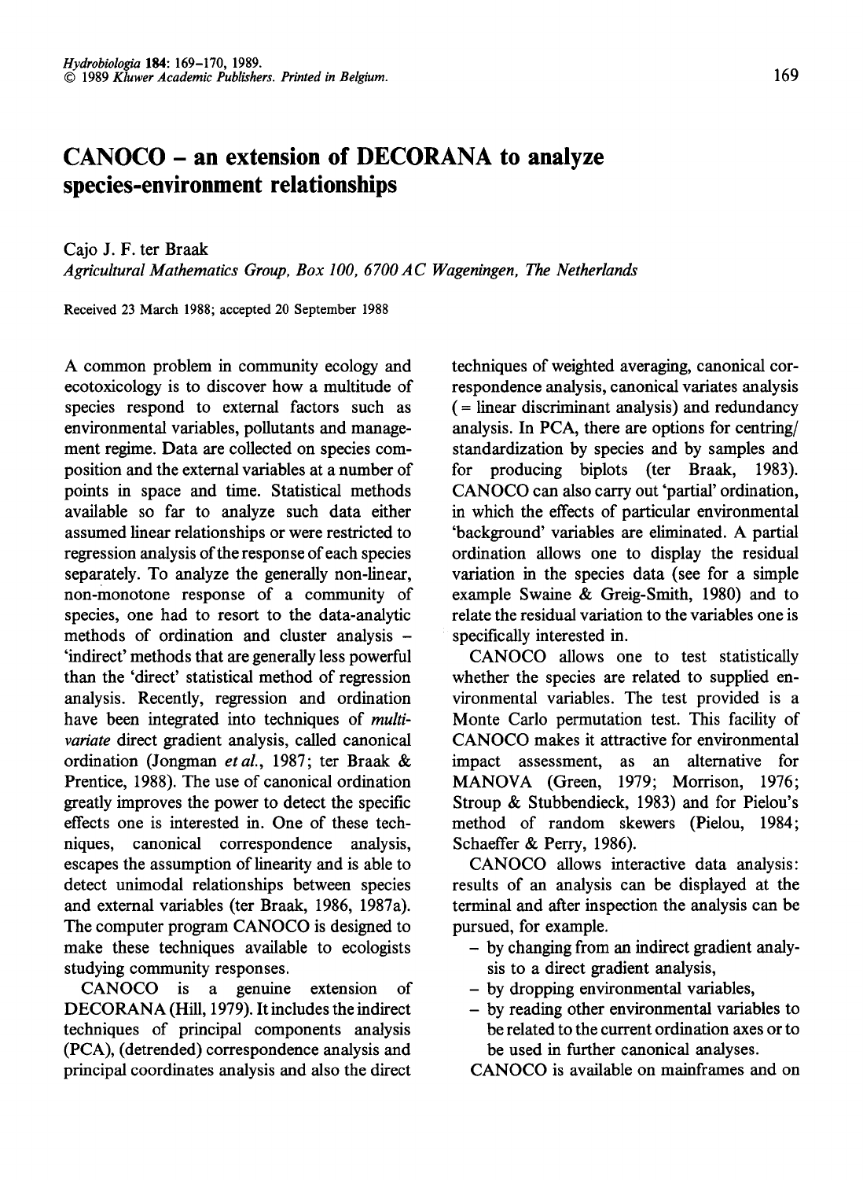# CANOCO – an extension of DECORANA to analyze species-environment relationships

Cajo J. F. ter Braak

*Agricultural Mathematics Group, Box 100, 6700 AC Wageningen, The Netherlands*

Received 23 March 1988; accepted 20 September 1988

A common problem in community ecology and ecotoxicology is to discover how a multitude of species respond to external factors such as environmental variables, pollutants and management regime. Data are collected on species composition and the external variables at a number of points in space and time. Statistical methods available so far to analyze such data either assumed linear relationships or were restricted to regression analysis of the response of each species separately. To analyze the generally non-linear, non-monotone response of a community of species, one had to resort to the data-analytic methods of ordination and cluster analysis – 'indirect' methods that are generally less powerful than the 'direct' statistical method of regression analysis. Recently, regression and ordination have been integrated into techniques of *multivariate* direct gradient analysis, called canonical ordination (Jongman *et al.*, 1987; ter Braak & Prentice, 1988). The use of canonical ordination greatly improves the power to detect the specific effects one is interested in. One of these techniques, canonical correspondence analysis, escapes the assumption of linearity and is able to detect unimodal relationships between species and external variables (ter Braak, 1986, 1987a). The computer program CANOCO is designed to make these techniques available to ecologists studying community responses.

CANOCO is a genuine extension of DECORANA (Hill, 1979). It includes the indirect techniques of principal components analysis (PCA), (detrended) correspondence analysis and principal coordinates analysis and also the direct techniques of weighted averaging, canonical correspondence analysis, canonical variates analysis (= linear discriminant analysis) and redundancy analysis. In PCA, there are options for centring/standardization by species and by samples and for producing biplots (ter Braak, 1983). CANOCO can also carry out 'partial' ordination, in which the effects of particular environmental 'background' variables are eliminated. A partial ordination allows one to display the residual variation in the species data (see for a simple example Swaine & Greig-Smith, 1980) and to relate the residual variation to the variables one is specifically interested in.

CANOCO allows one to test statistically whether the species are related to supplied environmental variables. The test provided is a Monte Carlo permutation test. This facility of CANOCO makes it attractive for environmental impact assessment, as an alternative for MANOVA (Green, 1979; Morrison, 1976; Stroup & Stubbendieck, 1983) and for Pielou's method of random skewers (Pielou, 1984; Schaeffer & Perry, 1986).

CANOCO allows interactive data analysis: results of an analysis can be displayed at the terminal and after inspection the analysis can be pursued, for example.

- by changing from an indirect gradient analysis to a direct gradient analysis,
- by dropping environmental variables,
- by reading other environmental variables to be related to the current ordination axes or to be used in further canonical analyses.

CANOCO is available on mainframes and on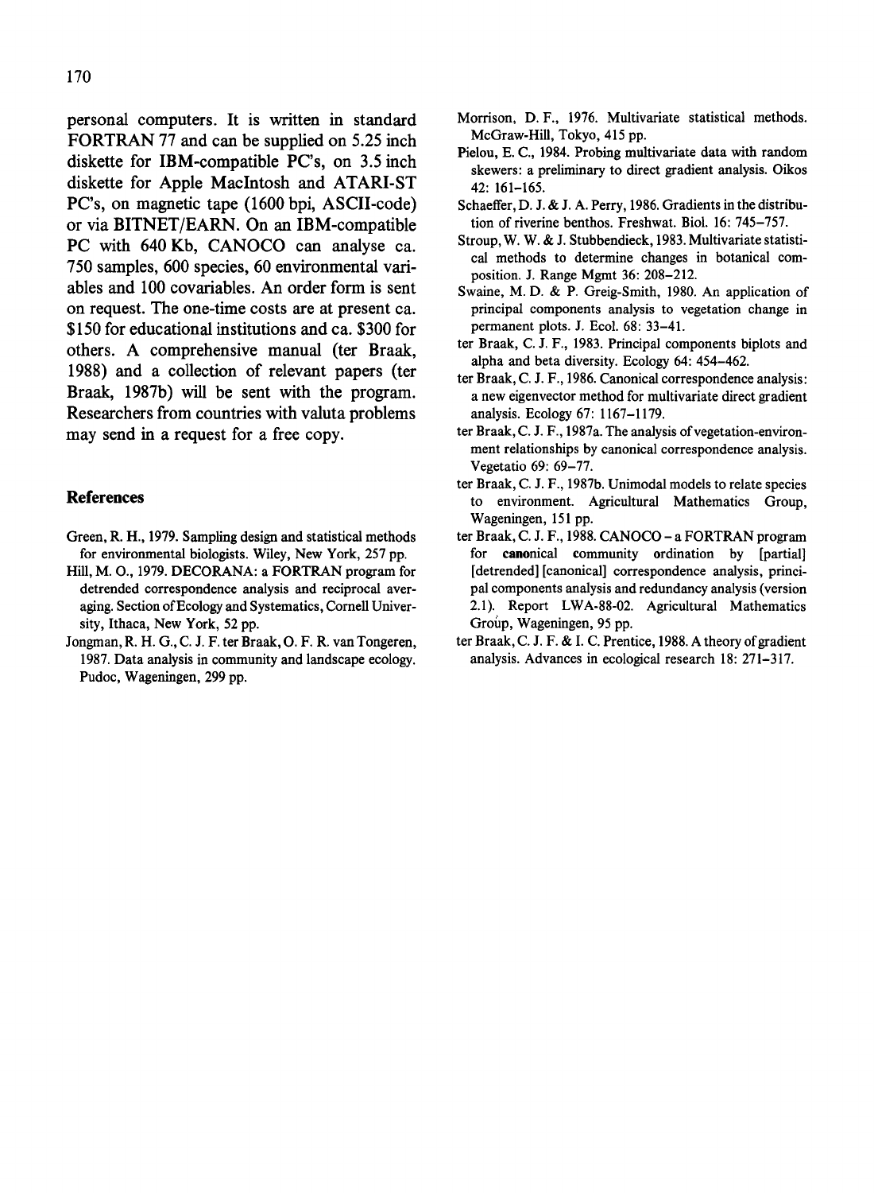personal computers. It is written in standard FORTRAN 77 and can be supplied on 5.25 inch diskette for IBM-compatible PC's, on 3.5 inch diskette for Apple MacIntosh and ATARI-ST PC's, on magnetic tape (1600 bpi, ASCII-code) or via BITNET/EARN. On an IBM-compatible PC with 640 Kb, CANOCO can analyse ca. 750 samples, 600 species, 60 environmental variables and 100 covariables. An order form is sent on request. The one-time costs are at present ca. $150 for educational institutions and ca. $300 for others. A comprehensive manual (ter Braak, 1988) and a collection of relevant papers (ter Braak, 1987b) will be sent with the program. Researchers from countries with valuta problems may send in a request for a free copy.

## References

Green, R. H., 1979. Sampling design and statistical methods for environmental biologists. Wiley, New York, 257 pp.

Hill, M. O., 1979. DECORANA: a FORTRAN program for detrended correspondence analysis and reciprocal averaging. Section of Ecology and Systematics, Cornell University, Ithaca, New York, 52 pp.

Jongman, R. H. G., C. J. F. ter Braak, O. F. R. van Tongeren, 1987. Data analysis in community and landscape ecology. Pudoc, Wageningen, 299 pp.

Morrison, D. F., 1976. Multivariate statistical methods. McGraw-Hill, Tokyo, 415 pp.

Pielou, E. C., 1984. Probing multivariate data with random skewers: a preliminary to direct gradient analysis. Oikos 42: 161–165.

Schaeffer, D. J. & J. A. Perry, 1986. Gradients in the distribution of riverine benthos. Freshwat. Biol. 16: 745–757.

Stroup, W. W. & J. Stubbendieck, 1983. Multivariate statistical methods to determine changes in botanical composition. J. Range Mgmt 36: 208–212.

Swaine, M. D. & P. Greig-Smith, 1980. An application of principal components analysis to vegetation change in permanent plots. J. Ecol. 68: 33–41.

ter Braak, C. J. F., 1983. Principal components biplots and alpha and beta diversity. Ecology 64: 454–462.

ter Braak, C. J. F., 1986. Canonical correspondence analysis: a new eigenvector method for multivariate direct gradient analysis. Ecology 67: 1167–1179.

ter Braak, C. J. F., 1987a. The analysis of vegetation-environment relationships by canonical correspondence analysis. Vegetatio 69: 69–77.

ter Braak, C. J. F., 1987b. Unimodal models to relate species to environment. Agricultural Mathematics Group, Wageningen, 151 pp.

ter Braak, C. J. F., 1988. CANOCO – a FORTRAN program for **cano**nical **co**mmunity **o**rdination by [partial] [detrended] [canonical] correspondence analysis, principal components analysis and redundancy analysis (version 2.1). Report LWA-88-02. Agricultural Mathematics Group, Wageningen, 95 pp.

ter Braak, C. J. F. & I. C. Prentice, 1988. A theory of gradient analysis. Advances in ecological research 18: 271–317.